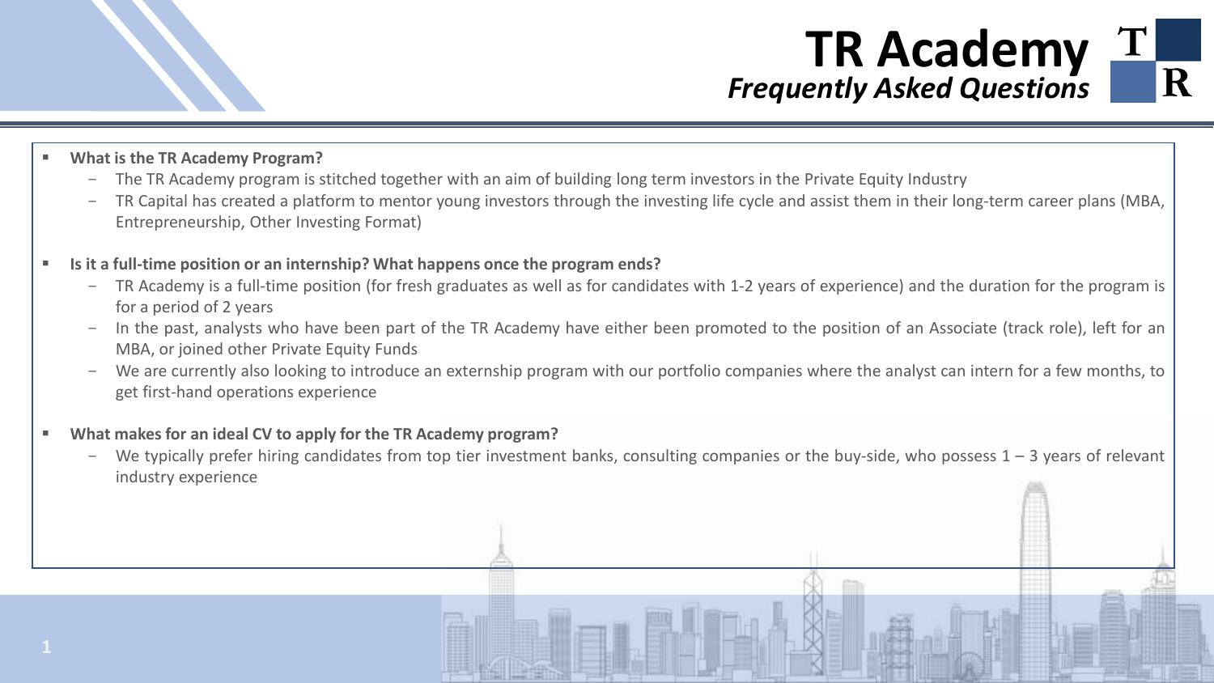# TR Academy

## *Frequently Asked Questions*

- **What is the TR Academy Program?**
  - The TR Academy program is stitched together with an aim of building long term investors in the Private Equity Industry
  - TR Capital has created a platform to mentor young investors through the investing life cycle and assist them in their long-term career plans (MBA, Entrepreneurship, Other Investing Format)

- **Is it a full-time position or an internship? What happens once the program ends?**
  - TR Academy is a full-time position (for fresh graduates as well as for candidates with 1-2 years of experience) and the duration for the program is for a period of 2 years
  - In the past, analysts who have been part of the TR Academy have either been promoted to the position of an Associate (track role), left for an MBA, or joined other Private Equity Funds
  - We are currently also looking to introduce an externship program with our portfolio companies where the analyst can intern for a few months, to get first-hand operations experience

- **What makes for an ideal CV to apply for the TR Academy program?**
  - We typically prefer hiring candidates from top tier investment banks, consulting companies or the buy-side, who possess 1 – 3 years of relevant industry experience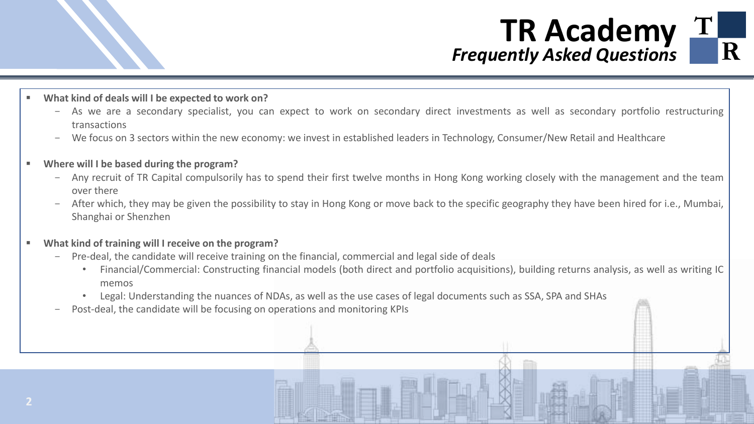# TR Academy
## *Frequently Asked Questions*

- **What kind of deals will I be expected to work on?**
  - As we are a secondary specialist, you can expect to work on secondary direct investments as well as secondary portfolio restructuring transactions
  - We focus on 3 sectors within the new economy: we invest in established leaders in Technology, Consumer/New Retail and Healthcare

- **Where will I be based during the program?**
  - Any recruit of TR Capital compulsorily has to spend their first twelve months in Hong Kong working closely with the management and the team over there
  - After which, they may be given the possibility to stay in Hong Kong or move back to the specific geography they have been hired for i.e., Mumbai, Shanghai or Shenzhen

- **What kind of training will I receive on the program?**
  - Pre-deal, the candidate will receive training on the financial, commercial and legal side of deals
    - Financial/Commercial: Constructing financial models (both direct and portfolio acquisitions), building returns analysis, as well as writing IC memos
    - Legal: Understanding the nuances of NDAs, as well as the use cases of legal documents such as SSA, SPA and SHAs
  - Post-deal, the candidate will be focusing on operations and monitoring KPIs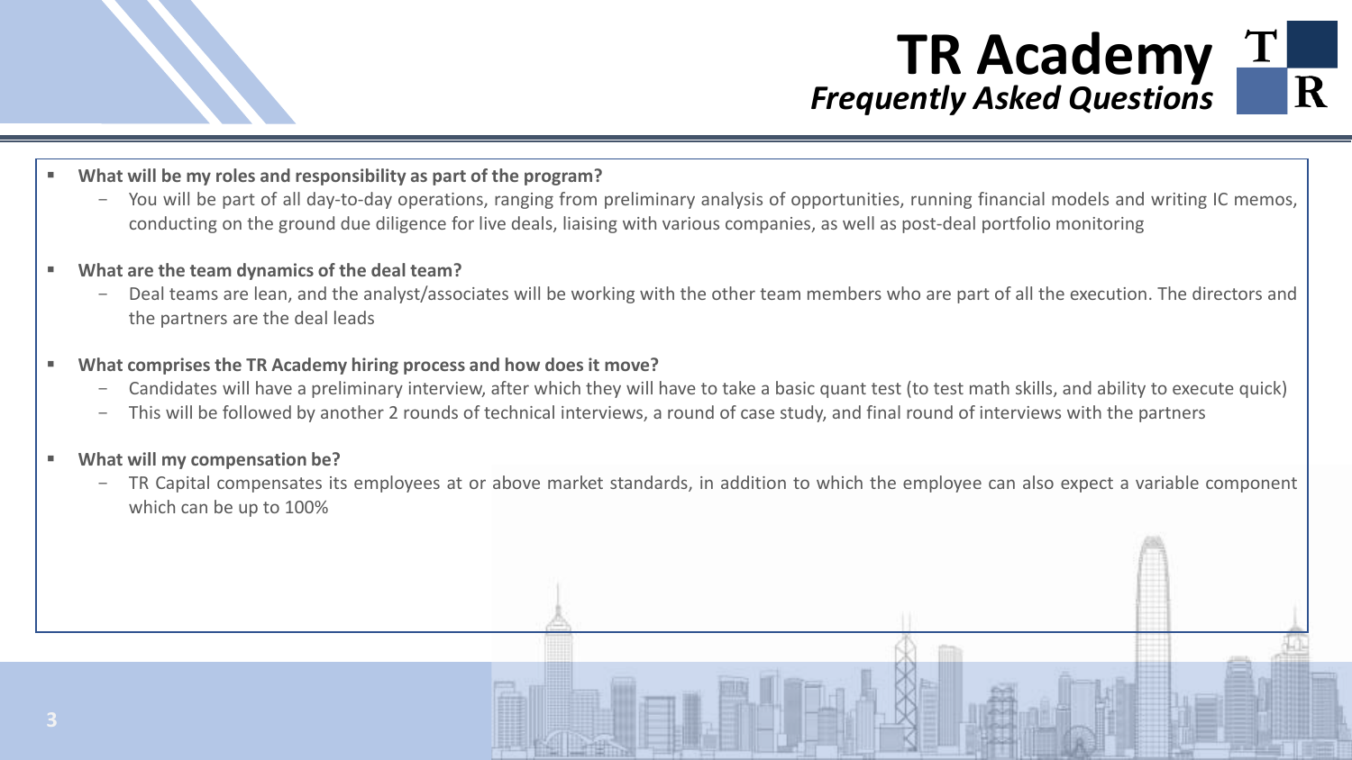# TR Academy

***Frequently Asked Questions***

- **What will be my roles and responsibility as part of the program?**
  - You will be part of all day-to-day operations, ranging from preliminary analysis of opportunities, running financial models and writing IC memos, conducting on the ground due diligence for live deals, liaising with various companies, as well as post-deal portfolio monitoring
- **What are the team dynamics of the deal team?**
  - Deal teams are lean, and the analyst/associates will be working with the other team members who are part of all the execution. The directors and the partners are the deal leads
- **What comprises the TR Academy hiring process and how does it move?**
  - Candidates will have a preliminary interview, after which they will have to take a basic quant test (to test math skills, and ability to execute quick)
  - This will be followed by another 2 rounds of technical interviews, a round of case study, and final round of interviews with the partners
- **What will my compensation be?**
  - TR Capital compensates its employees at or above market standards, in addition to which the employee can also expect a variable component which can be up to 100%